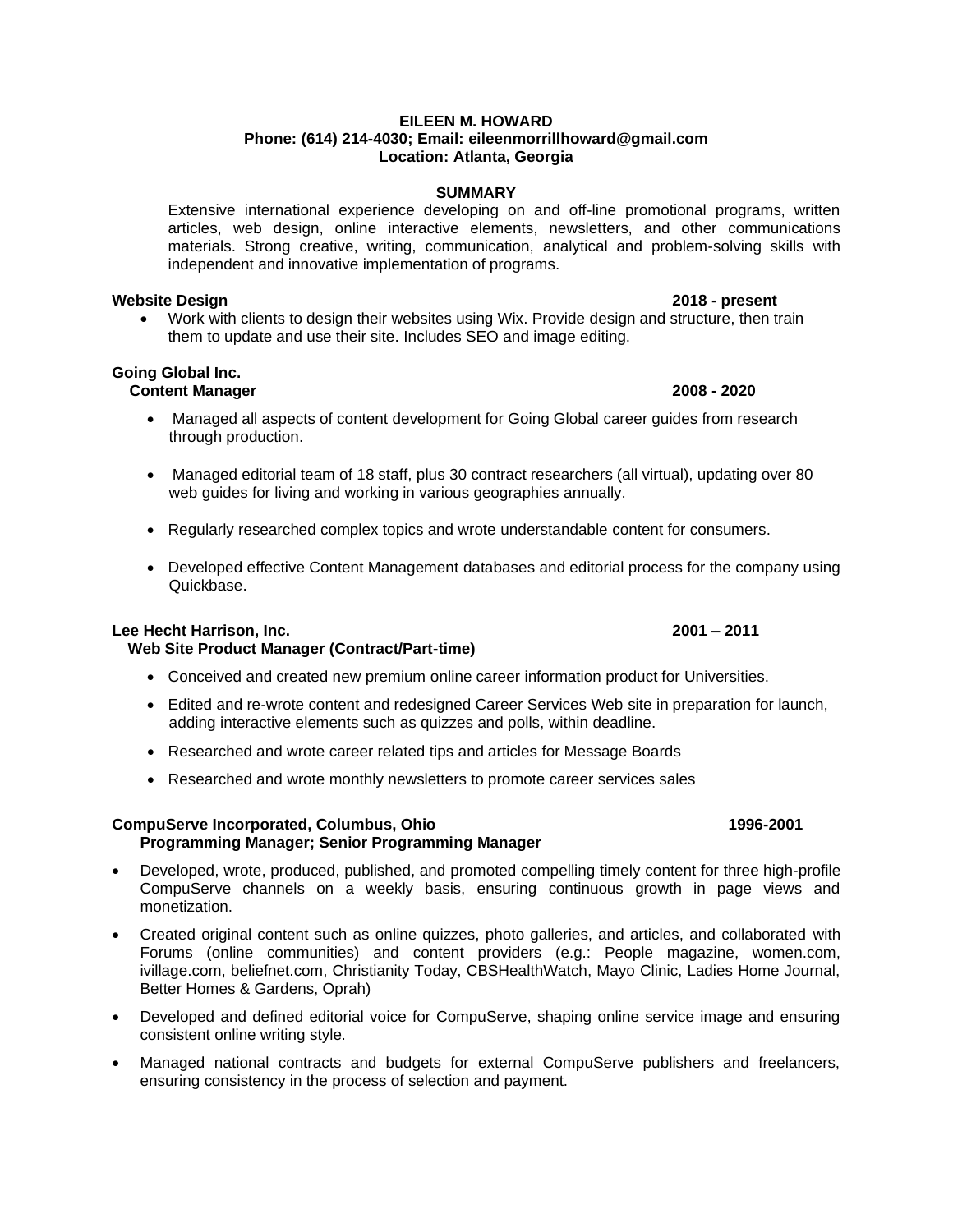# EILEEN M. HOWARD

**Phone: (614) 214-4030; Email: eileenmorrillhoward@gmail.com**
**Location: Atlanta, Georgia**

## SUMMARY

Extensive international experience developing on and off-line promotional programs, written articles, web design, online interactive elements, newsletters, and other communications materials. Strong creative, writing, communication, analytical and problem-solving skills with independent and innovative implementation of programs.

**Website Design** **2018 - present**

- Work with clients to design their websites using Wix. Provide design and structure, then train them to update and use their site. Includes SEO and image editing.

**Going Global Inc.**
**Content Manager** **2008 - 2020**

- Managed all aspects of content development for Going Global career guides from research through production.
- Managed editorial team of 18 staff, plus 30 contract researchers (all virtual), updating over 80 web guides for living and working in various geographies annually.
- Regularly researched complex topics and wrote understandable content for consumers.
- Developed effective Content Management databases and editorial process for the company using Quickbase.

**Lee Hecht Harrison, Inc.** **2001 – 2011**
**Web Site Product Manager (Contract/Part-time)**

- Conceived and created new premium online career information product for Universities.
- Edited and re-wrote content and redesigned Career Services Web site in preparation for launch, adding interactive elements such as quizzes and polls, within deadline.
- Researched and wrote career related tips and articles for Message Boards
- Researched and wrote monthly newsletters to promote career services sales

**CompuServe Incorporated, Columbus, Ohio** **1996-2001**
**Programming Manager; Senior Programming Manager**

- Developed, wrote, produced, published, and promoted compelling timely content for three high-profile CompuServe channels on a weekly basis, ensuring continuous growth in page views and monetization.
- Created original content such as online quizzes, photo galleries, and articles, and collaborated with Forums (online communities) and content providers (e.g.: People magazine, women.com, ivillage.com, beliefnet.com, Christianity Today, CBSHealthWatch, Mayo Clinic, Ladies Home Journal, Better Homes & Gardens, Oprah)
- Developed and defined editorial voice for CompuServe, shaping online service image and ensuring consistent online writing style.
- Managed national contracts and budgets for external CompuServe publishers and freelancers, ensuring consistency in the process of selection and payment.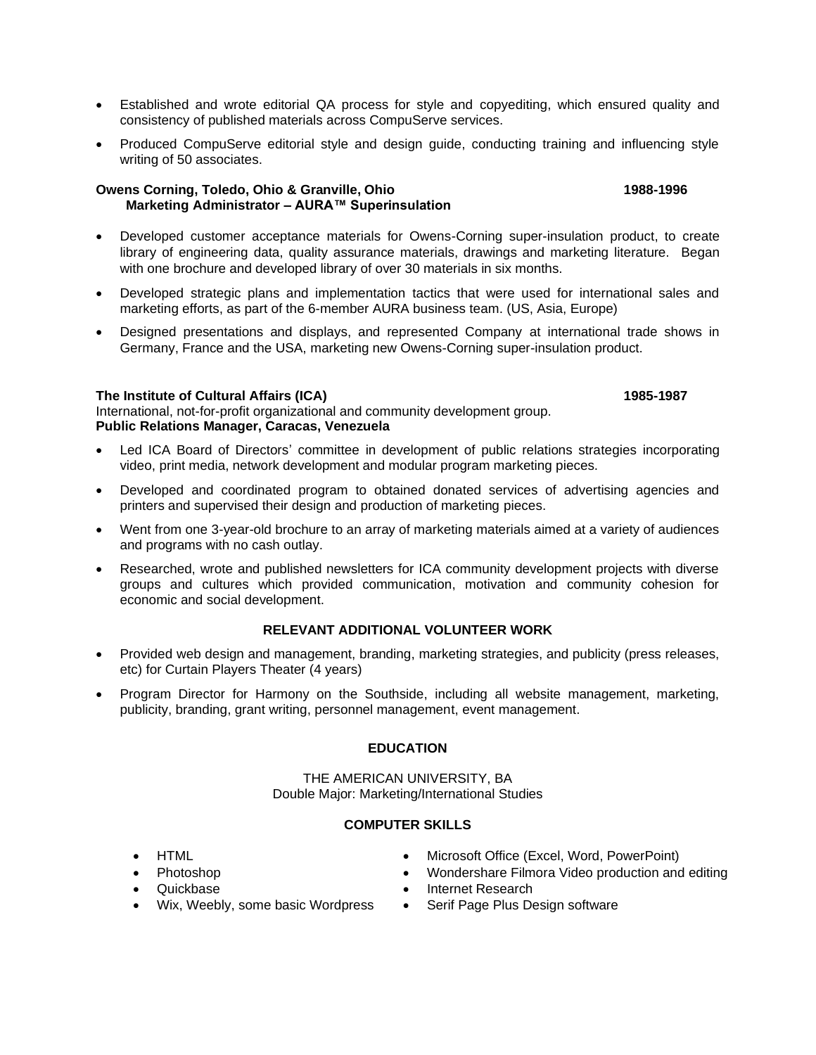- Established and wrote editorial QA process for style and copyediting, which ensured quality and consistency of published materials across CompuServe services.
- Produced CompuServe editorial style and design guide, conducting training and influencing style writing of 50 associates.

**Owens Corning, Toledo, Ohio & Granville, Ohio** **1988-1996**
**Marketing Administrator – AURA™ Superinsulation**

- Developed customer acceptance materials for Owens-Corning super-insulation product, to create library of engineering data, quality assurance materials, drawings and marketing literature. Began with one brochure and developed library of over 30 materials in six months.
- Developed strategic plans and implementation tactics that were used for international sales and marketing efforts, as part of the 6-member AURA business team. (US, Asia, Europe)
- Designed presentations and displays, and represented Company at international trade shows in Germany, France and the USA, marketing new Owens-Corning super-insulation product.

**The Institute of Cultural Affairs (ICA)** **1985-1987**
International, not-for-profit organizational and community development group.
**Public Relations Manager, Caracas, Venezuela**

- Led ICA Board of Directors' committee in development of public relations strategies incorporating video, print media, network development and modular program marketing pieces.
- Developed and coordinated program to obtained donated services of advertising agencies and printers and supervised their design and production of marketing pieces.
- Went from one 3-year-old brochure to an array of marketing materials aimed at a variety of audiences and programs with no cash outlay.
- Researched, wrote and published newsletters for ICA community development projects with diverse groups and cultures which provided communication, motivation and community cohesion for economic and social development.

## RELEVANT ADDITIONAL VOLUNTEER WORK

- Provided web design and management, branding, marketing strategies, and publicity (press releases, etc) for Curtain Players Theater (4 years)
- Program Director for Harmony on the Southside, including all website management, marketing, publicity, branding, grant writing, personnel management, event management.

## EDUCATION

THE AMERICAN UNIVERSITY, BA
Double Major: Marketing/International Studies

## COMPUTER SKILLS

- HTML
- Photoshop
- Quickbase
- Wix, Weebly, some basic Wordpress
- Microsoft Office (Excel, Word, PowerPoint)
- Wondershare Filmora Video production and editing
- Internet Research
- Serif Page Plus Design software